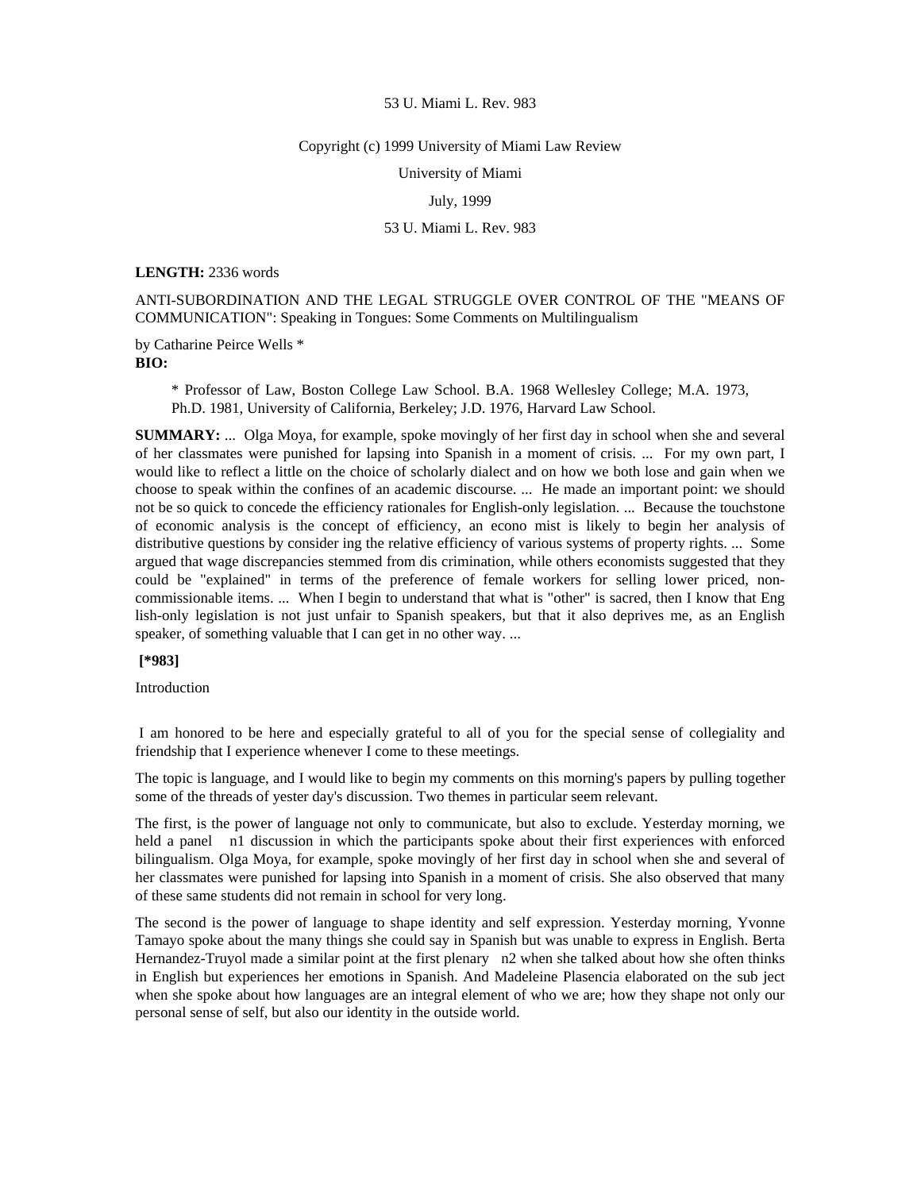53 U. Miami L. Rev. 983

Copyright (c) 1999 University of Miami Law Review

University of Miami

July, 1999

53 U. Miami L. Rev. 983

**LENGTH:** 2336 words

ANTI-SUBORDINATION AND THE LEGAL STRUGGLE OVER CONTROL OF THE "MEANS OF COMMUNICATION": Speaking in Tongues: Some Comments on Multilingualism

by Catharine Peirce Wells *

**BIO:**

> * Professor of Law, Boston College Law School. B.A. 1968 Wellesley College; M.A. 1973, Ph.D. 1981, University of California, Berkeley; J.D. 1976, Harvard Law School.

**SUMMARY:** ... Olga Moya, for example, spoke movingly of her first day in school when she and several of her classmates were punished for lapsing into Spanish in a moment of crisis. ... For my own part, I would like to reflect a little on the choice of scholarly dialect and on how we both lose and gain when we choose to speak within the confines of an academic discourse. ... He made an important point: we should not be so quick to concede the efficiency rationales for English-only legislation. ... Because the touchstone of economic analysis is the concept of efficiency, an econo mist is likely to begin her analysis of distributive questions by consider ing the relative efficiency of various systems of property rights. ... Some argued that wage discrepancies stemmed from dis crimination, while others economists suggested that they could be "explained" in terms of the preference of female workers for selling lower priced, non-commissionable items. ... When I begin to understand that what is "other" is sacred, then I know that Eng lish-only legislation is not just unfair to Spanish speakers, but that it also deprives me, as an English speaker, of something valuable that I can get in no other way. ...

**[*983]**

Introduction

I am honored to be here and especially grateful to all of you for the special sense of collegiality and friendship that I experience whenever I come to these meetings.

The topic is language, and I would like to begin my comments on this morning's papers by pulling together some of the threads of yester day's discussion. Two themes in particular seem relevant.

The first, is the power of language not only to communicate, but also to exclude. Yesterday morning, we held a panel n1 discussion in which the participants spoke about their first experiences with enforced bilingualism. Olga Moya, for example, spoke movingly of her first day in school when she and several of her classmates were punished for lapsing into Spanish in a moment of crisis. She also observed that many of these same students did not remain in school for very long.

The second is the power of language to shape identity and self expression. Yesterday morning, Yvonne Tamayo spoke about the many things she could say in Spanish but was unable to express in English. Berta Hernandez-Truyol made a similar point at the first plenary n2 when she talked about how she often thinks in English but experiences her emotions in Spanish. And Madeleine Plasencia elaborated on the sub ject when she spoke about how languages are an integral element of who we are; how they shape not only our personal sense of self, but also our identity in the outside world.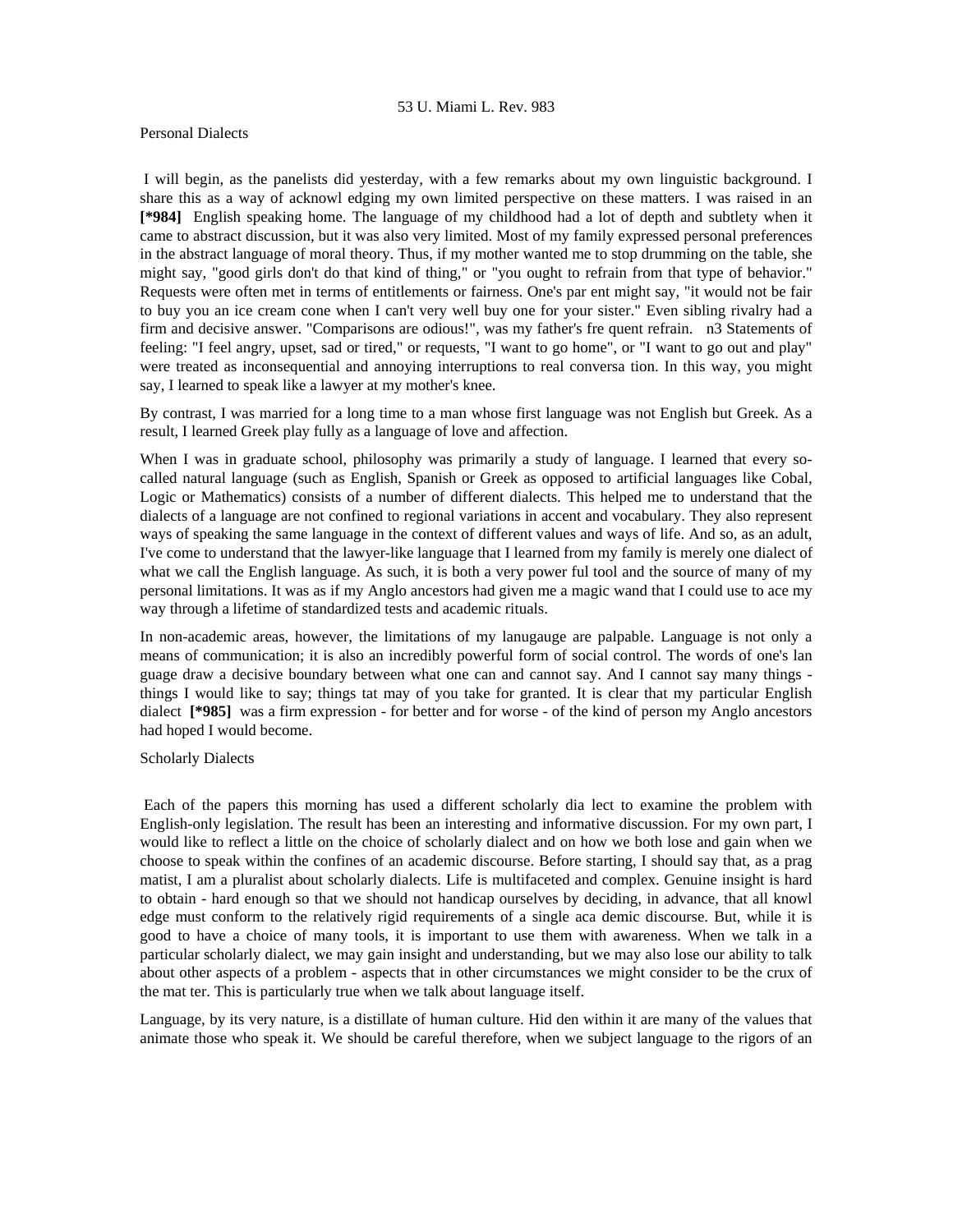Personal Dialects

I will begin, as the panelists did yesterday, with a few remarks about my own linguistic background. I share this as a way of acknowl edging my own limited perspective on these matters. I was raised in an **[*984]** English speaking home. The language of my childhood had a lot of depth and subtlety when it came to abstract discussion, but it was also very limited. Most of my family expressed personal preferences in the abstract language of moral theory. Thus, if my mother wanted me to stop drumming on the table, she might say, "good girls don't do that kind of thing," or "you ought to refrain from that type of behavior." Requests were often met in terms of entitlements or fairness. One's par ent might say, "it would not be fair to buy you an ice cream cone when I can't very well buy one for your sister." Even sibling rivalry had a firm and decisive answer. "Comparisons are odious!", was my father's fre quent refrain. n3 Statements of feeling: "I feel angry, upset, sad or tired," or requests, "I want to go home", or "I want to go out and play" were treated as inconsequential and annoying interruptions to real conversa tion. In this way, you might say, I learned to speak like a lawyer at my mother's knee.

By contrast, I was married for a long time to a man whose first language was not English but Greek. As a result, I learned Greek play fully as a language of love and affection.

When I was in graduate school, philosophy was primarily a study of language. I learned that every so-called natural language (such as English, Spanish or Greek as opposed to artificial languages like Cobal, Logic or Mathematics) consists of a number of different dialects. This helped me to understand that the dialects of a language are not confined to regional variations in accent and vocabulary. They also represent ways of speaking the same language in the context of different values and ways of life. And so, as an adult, I've come to understand that the lawyer-like language that I learned from my family is merely one dialect of what we call the English language. As such, it is both a very power ful tool and the source of many of my personal limitations. It was as if my Anglo ancestors had given me a magic wand that I could use to ace my way through a lifetime of standardized tests and academic rituals.

In non-academic areas, however, the limitations of my lanugauge are palpable. Language is not only a means of communication; it is also an incredibly powerful form of social control. The words of one's lan guage draw a decisive boundary between what one can and cannot say. And I cannot say many things - things I would like to say; things tat may of you take for granted. It is clear that my particular English dialect **[*985]** was a firm expression - for better and for worse - of the kind of person my Anglo ancestors had hoped I would become.

Scholarly Dialects

Each of the papers this morning has used a different scholarly dia lect to examine the problem with English-only legislation. The result has been an interesting and informative discussion. For my own part, I would like to reflect a little on the choice of scholarly dialect and on how we both lose and gain when we choose to speak within the confines of an academic discourse. Before starting, I should say that, as a prag matist, I am a pluralist about scholarly dialects. Life is multifaceted and complex. Genuine insight is hard to obtain - hard enough so that we should not handicap ourselves by deciding, in advance, that all knowl edge must conform to the relatively rigid requirements of a single aca demic discourse. But, while it is good to have a choice of many tools, it is important to use them with awareness. When we talk in a particular scholarly dialect, we may gain insight and understanding, but we may also lose our ability to talk about other aspects of a problem - aspects that in other circumstances we might consider to be the crux of the mat ter. This is particularly true when we talk about language itself.

Language, by its very nature, is a distillate of human culture. Hid den within it are many of the values that animate those who speak it. We should be careful therefore, when we subject language to the rigors of an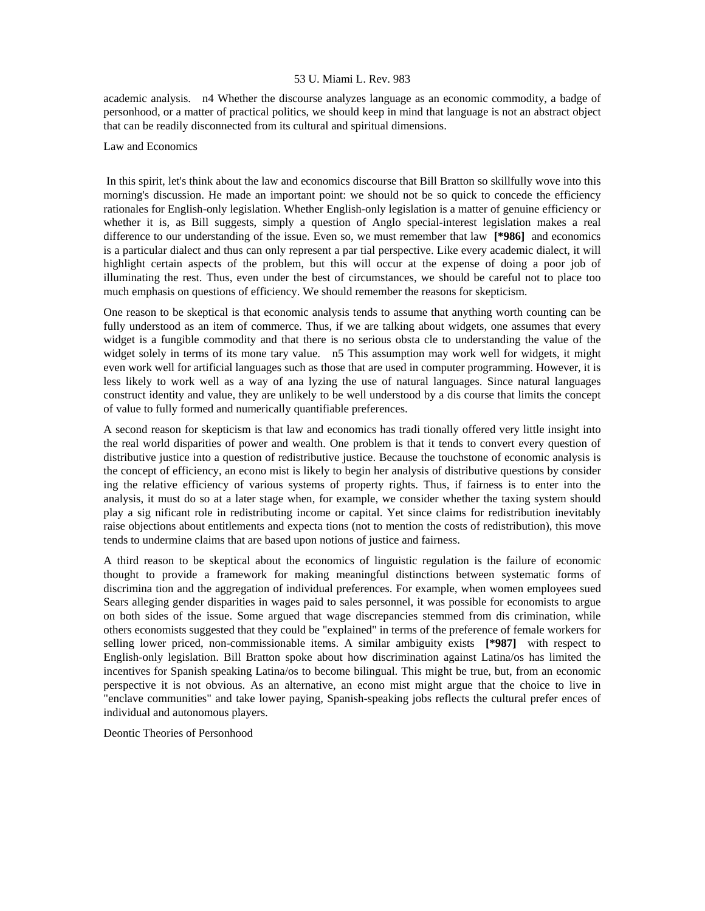academic analysis. n4 Whether the discourse analyzes language as an economic commodity, a badge of personhood, or a matter of practical politics, we should keep in mind that language is not an abstract object that can be readily disconnected from its cultural and spiritual dimensions.

## Law and Economics

In this spirit, let's think about the law and economics discourse that Bill Bratton so skillfully wove into this morning's discussion. He made an important point: we should not be so quick to concede the efficiency rationales for English-only legislation. Whether English-only legislation is a matter of genuine efficiency or whether it is, as Bill suggests, simply a question of Anglo special-interest legislation makes a real difference to our understanding of the issue. Even so, we must remember that law **[*986]** and economics is a particular dialect and thus can only represent a par tial perspective. Like every academic dialect, it will highlight certain aspects of the problem, but this will occur at the expense of doing a poor job of illuminating the rest. Thus, even under the best of circumstances, we should be careful not to place too much emphasis on questions of efficiency. We should remember the reasons for skepticism.

One reason to be skeptical is that economic analysis tends to assume that anything worth counting can be fully understood as an item of commerce. Thus, if we are talking about widgets, one assumes that every widget is a fungible commodity and that there is no serious obsta cle to understanding the value of the widget solely in terms of its mone tary value. n5 This assumption may work well for widgets, it might even work well for artificial languages such as those that are used in computer programming. However, it is less likely to work well as a way of ana lyzing the use of natural languages. Since natural languages construct identity and value, they are unlikely to be well understood by a dis course that limits the concept of value to fully formed and numerically quantifiable preferences.

A second reason for skepticism is that law and economics has tradi tionally offered very little insight into the real world disparities of power and wealth. One problem is that it tends to convert every question of distributive justice into a question of redistributive justice. Because the touchstone of economic analysis is the concept of efficiency, an econo mist is likely to begin her analysis of distributive questions by consider ing the relative efficiency of various systems of property rights. Thus, if fairness is to enter into the analysis, it must do so at a later stage when, for example, we consider whether the taxing system should play a sig nificant role in redistributing income or capital. Yet since claims for redistribution inevitably raise objections about entitlements and expecta tions (not to mention the costs of redistribution), this move tends to undermine claims that are based upon notions of justice and fairness.

A third reason to be skeptical about the economics of linguistic regulation is the failure of economic thought to provide a framework for making meaningful distinctions between systematic forms of discrimina tion and the aggregation of individual preferences. For example, when women employees sued Sears alleging gender disparities in wages paid to sales personnel, it was possible for economists to argue on both sides of the issue. Some argued that wage discrepancies stemmed from dis crimination, while others economists suggested that they could be "explained" in terms of the preference of female workers for selling lower priced, non-commissionable items. A similar ambiguity exists **[*987]** with respect to English-only legislation. Bill Bratton spoke about how discrimination against Latina/os has limited the incentives for Spanish speaking Latina/os to become bilingual. This might be true, but, from an economic perspective it is not obvious. As an alternative, an econo mist might argue that the choice to live in "enclave communities" and take lower paying, Spanish-speaking jobs reflects the cultural prefer ences of individual and autonomous players.

## Deontic Theories of Personhood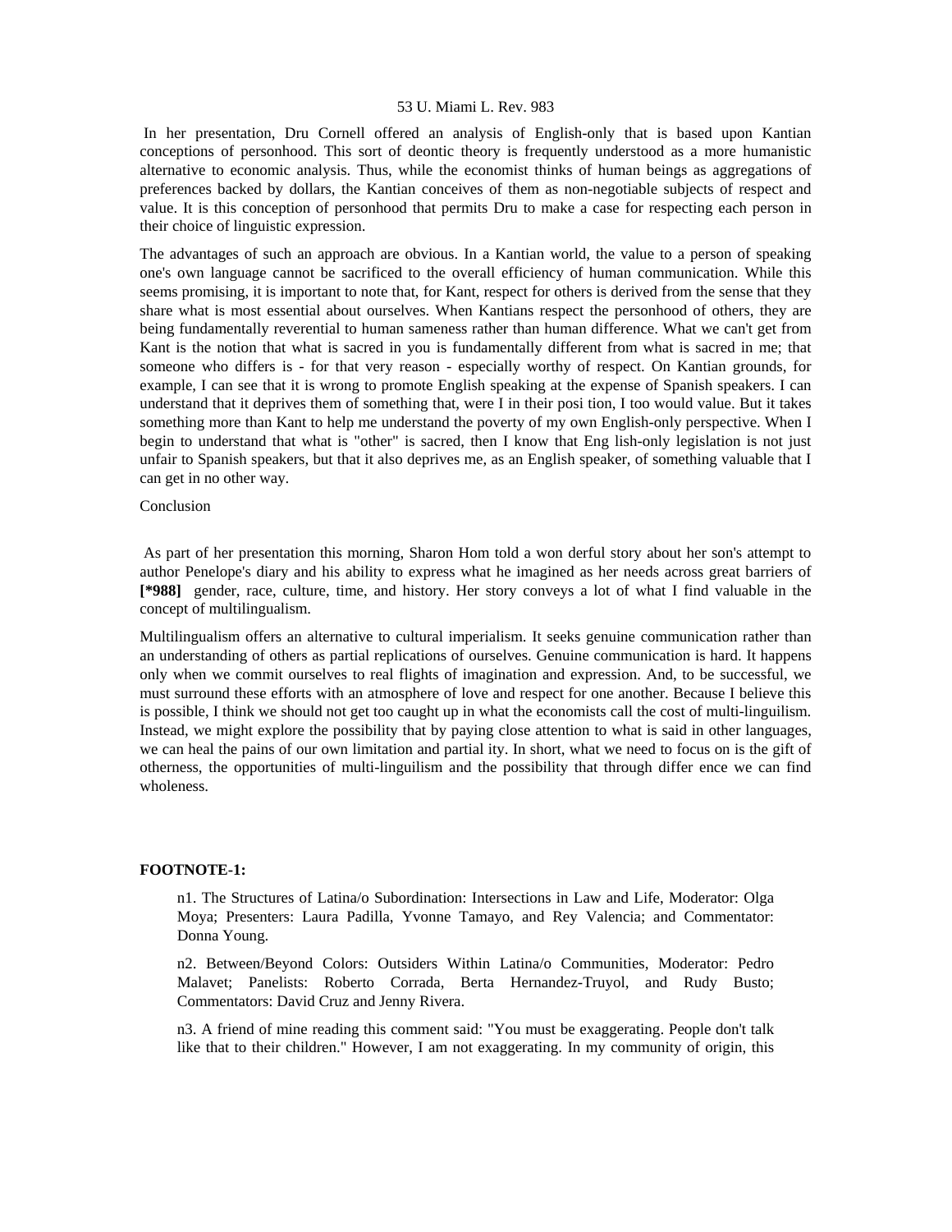In her presentation, Dru Cornell offered an analysis of English-only that is based upon Kantian conceptions of personhood. This sort of deontic theory is frequently understood as a more humanistic alternative to economic analysis. Thus, while the economist thinks of human beings as aggregations of preferences backed by dollars, the Kantian conceives of them as non-negotiable subjects of respect and value. It is this conception of personhood that permits Dru to make a case for respecting each person in their choice of linguistic expression.

The advantages of such an approach are obvious. In a Kantian world, the value to a person of speaking one's own language cannot be sacrificed to the overall efficiency of human communication. While this seems promising, it is important to note that, for Kant, respect for others is derived from the sense that they share what is most essential about ourselves. When Kantians respect the personhood of others, they are being fundamentally reverential to human sameness rather than human difference. What we can't get from Kant is the notion that what is sacred in you is fundamentally different from what is sacred in me; that someone who differs is - for that very reason - especially worthy of respect. On Kantian grounds, for example, I can see that it is wrong to promote English speaking at the expense of Spanish speakers. I can understand that it deprives them of something that, were I in their posi tion, I too would value. But it takes something more than Kant to help me understand the poverty of my own English-only perspective. When I begin to understand that what is "other" is sacred, then I know that Eng lish-only legislation is not just unfair to Spanish speakers, but that it also deprives me, as an English speaker, of something valuable that I can get in no other way.

## Conclusion

As part of her presentation this morning, Sharon Hom told a won derful story about her son's attempt to author Penelope's diary and his ability to express what he imagined as her needs across great barriers of **[*988]** gender, race, culture, time, and history. Her story conveys a lot of what I find valuable in the concept of multilingualism.

Multilingualism offers an alternative to cultural imperialism. It seeks genuine communication rather than an understanding of others as partial replications of ourselves. Genuine communication is hard. It happens only when we commit ourselves to real flights of imagination and expression. And, to be successful, we must surround these efforts with an atmosphere of love and respect for one another. Because I believe this is possible, I think we should not get too caught up in what the economists call the cost of multi-linguilism. Instead, we might explore the possibility that by paying close attention to what is said in other languages, we can heal the pains of our own limitation and partial ity. In short, what we need to focus on is the gift of otherness, the opportunities of multi-linguilism and the possibility that through differ ence we can find wholeness.

**FOOTNOTE-1:**

n1. The Structures of Latina/o Subordination: Intersections in Law and Life, Moderator: Olga Moya; Presenters: Laura Padilla, Yvonne Tamayo, and Rey Valencia; and Commentator: Donna Young.

n2. Between/Beyond Colors: Outsiders Within Latina/o Communities, Moderator: Pedro Malavet; Panelists: Roberto Corrada, Berta Hernandez-Truyol, and Rudy Busto; Commentators: David Cruz and Jenny Rivera.

n3. A friend of mine reading this comment said: "You must be exaggerating. People don't talk like that to their children." However, I am not exaggerating. In my community of origin, this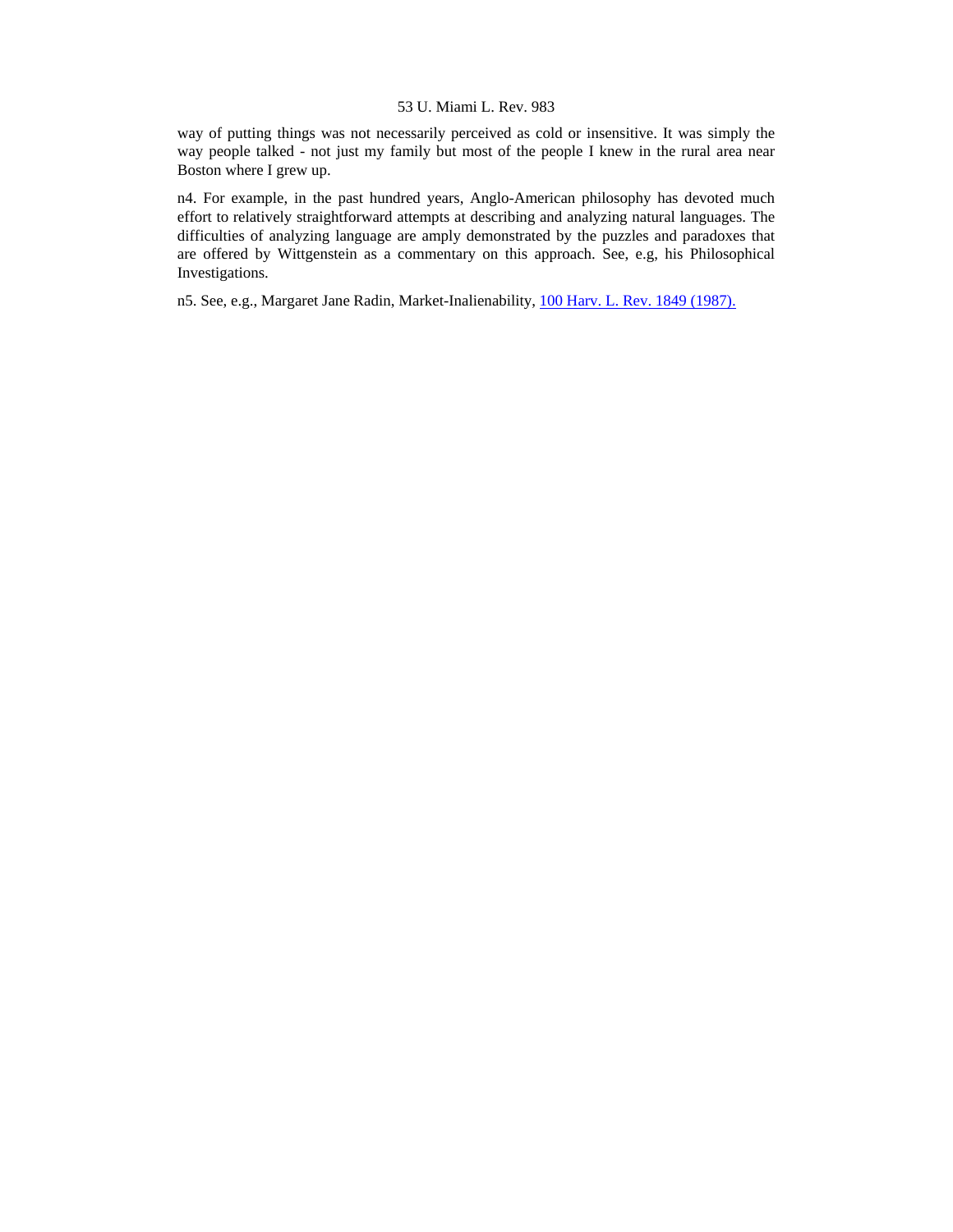way of putting things was not necessarily perceived as cold or insensitive. It was simply the way people talked - not just my family but most of the people I knew in the rural area near Boston where I grew up.

n4. For example, in the past hundred years, Anglo-American philosophy has devoted much effort to relatively straightforward attempts at describing and analyzing natural languages. The difficulties of analyzing language are amply demonstrated by the puzzles and paradoxes that are offered by Wittgenstein as a commentary on this approach. See, e.g, his Philosophical Investigations.

n5. See, e.g., Margaret Jane Radin, Market-Inalienability, 100 Harv. L. Rev. 1849 (1987).